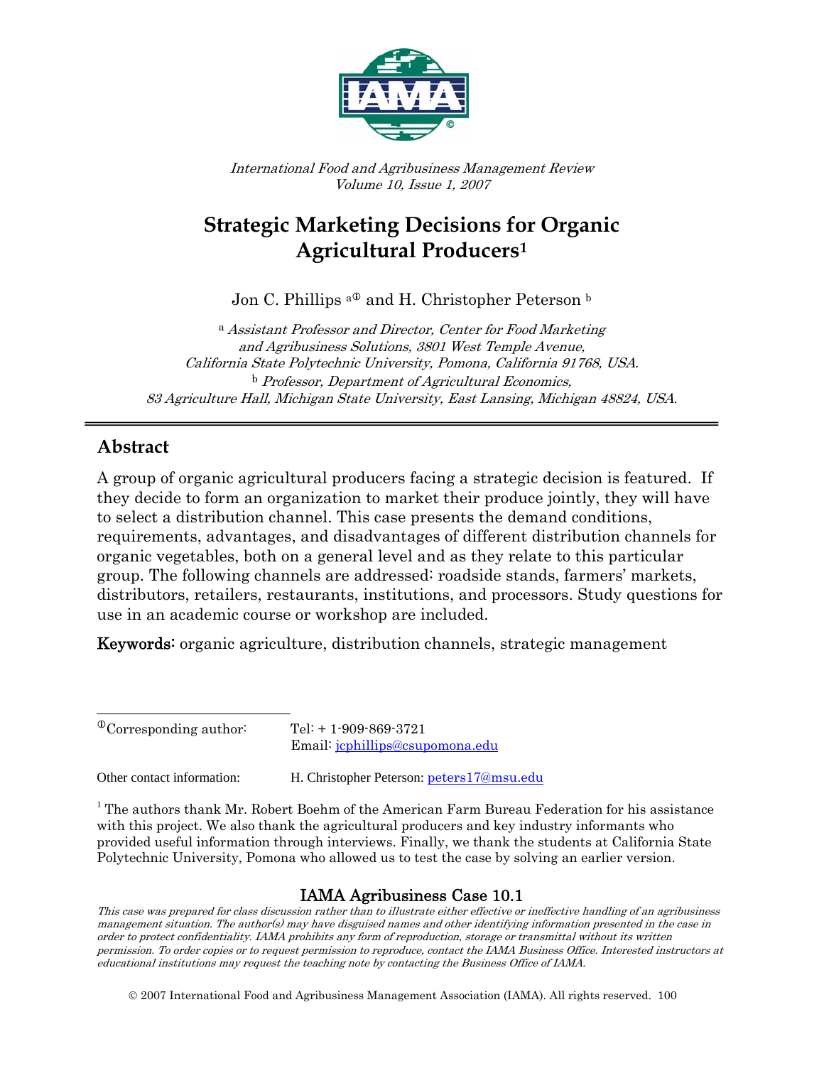*International Food and Agribusiness Management Review*
*Volume 10, Issue 1, 2007*

# Strategic Marketing Decisions for Organic Agricultural Producers[1]

Jon C. Phillips [a①] and H. Christopher Peterson [b]

[a] *Assistant Professor and Director, Center for Food Marketing and Agribusiness Solutions, 3801 West Temple Avenue, California State Polytechnic University, Pomona, California 91768, USA.*
[b] *Professor, Department of Agricultural Economics, 83 Agriculture Hall, Michigan State University, East Lansing, Michigan 48824, USA.*

---

## Abstract

A group of organic agricultural producers facing a strategic decision is featured. If they decide to form an organization to market their produce jointly, they will have to select a distribution channel. This case presents the demand conditions, requirements, advantages, and disadvantages of different distribution channels for organic vegetables, both on a general level and as they relate to this particular group. The following channels are addressed: roadside stands, farmers' markets, distributors, retailers, restaurants, institutions, and processors. Study questions for use in an academic course or workshop are included.

**Keywords:** organic agriculture, distribution channels, strategic management

---

① Corresponding author: Tel: + 1-909-869-3721
Email: jcphillips@csupomona.edu

Other contact information: H. Christopher Peterson: peters17@msu.edu

[1] The authors thank Mr. Robert Boehm of the American Farm Bureau Federation for his assistance with this project. We also thank the agricultural producers and key industry informants who provided useful information through interviews. Finally, we thank the students at California State Polytechnic University, Pomona who allowed us to test the case by solving an earlier version.

**IAMA Agribusiness Case 10.1**

*This case was prepared for class discussion rather than to illustrate either effective or ineffective handling of an agribusiness management situation. The author(s) may have disguised names and other identifying information presented in the case in order to protect confidentiality. IAMA prohibits any form of reproduction, storage or transmittal without its written permission. To order copies or to request permission to reproduce, contact the IAMA Business Office. Interested instructors at educational institutions may request the teaching note by contacting the Business Office of IAMA.*

© 2007 International Food and Agribusiness Management Association (IAMA). All rights reserved.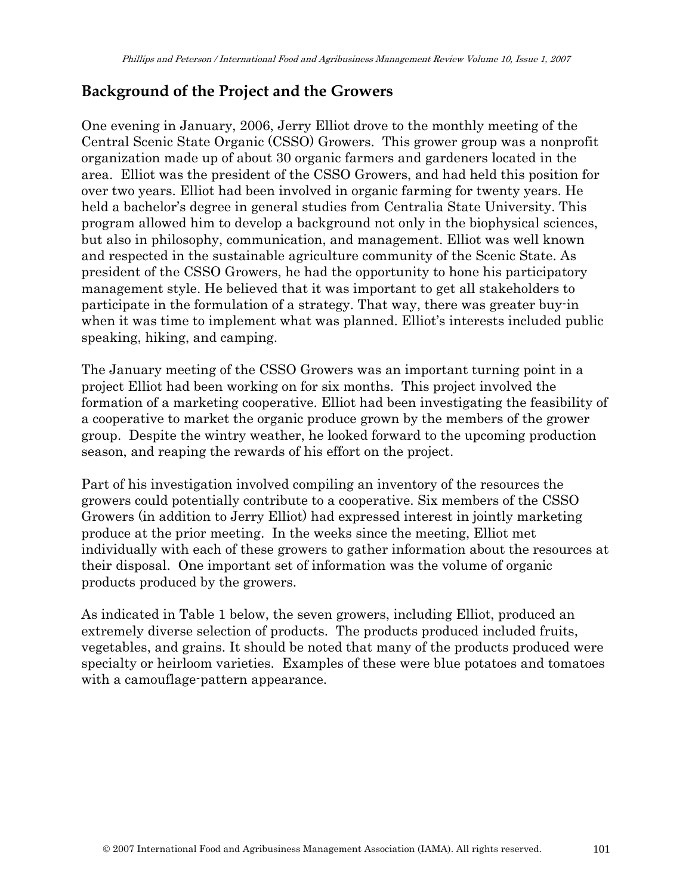## Background of the Project and the Growers

One evening in January, 2006, Jerry Elliot drove to the monthly meeting of the Central Scenic State Organic (CSSO) Growers. This grower group was a nonprofit organization made up of about 30 organic farmers and gardeners located in the area. Elliot was the president of the CSSO Growers, and had held this position for over two years. Elliot had been involved in organic farming for twenty years. He held a bachelor's degree in general studies from Centralia State University. This program allowed him to develop a background not only in the biophysical sciences, but also in philosophy, communication, and management. Elliot was well known and respected in the sustainable agriculture community of the Scenic State. As president of the CSSO Growers, he had the opportunity to hone his participatory management style. He believed that it was important to get all stakeholders to participate in the formulation of a strategy. That way, there was greater buy-in when it was time to implement what was planned. Elliot's interests included public speaking, hiking, and camping.

The January meeting of the CSSO Growers was an important turning point in a project Elliot had been working on for six months. This project involved the formation of a marketing cooperative. Elliot had been investigating the feasibility of a cooperative to market the organic produce grown by the members of the grower group. Despite the wintry weather, he looked forward to the upcoming production season, and reaping the rewards of his effort on the project.

Part of his investigation involved compiling an inventory of the resources the growers could potentially contribute to a cooperative. Six members of the CSSO Growers (in addition to Jerry Elliot) had expressed interest in jointly marketing produce at the prior meeting. In the weeks since the meeting, Elliot met individually with each of these growers to gather information about the resources at their disposal. One important set of information was the volume of organic products produced by the growers.

As indicated in Table 1 below, the seven growers, including Elliot, produced an extremely diverse selection of products. The products produced included fruits, vegetables, and grains. It should be noted that many of the products produced were specialty or heirloom varieties. Examples of these were blue potatoes and tomatoes with a camouflage-pattern appearance.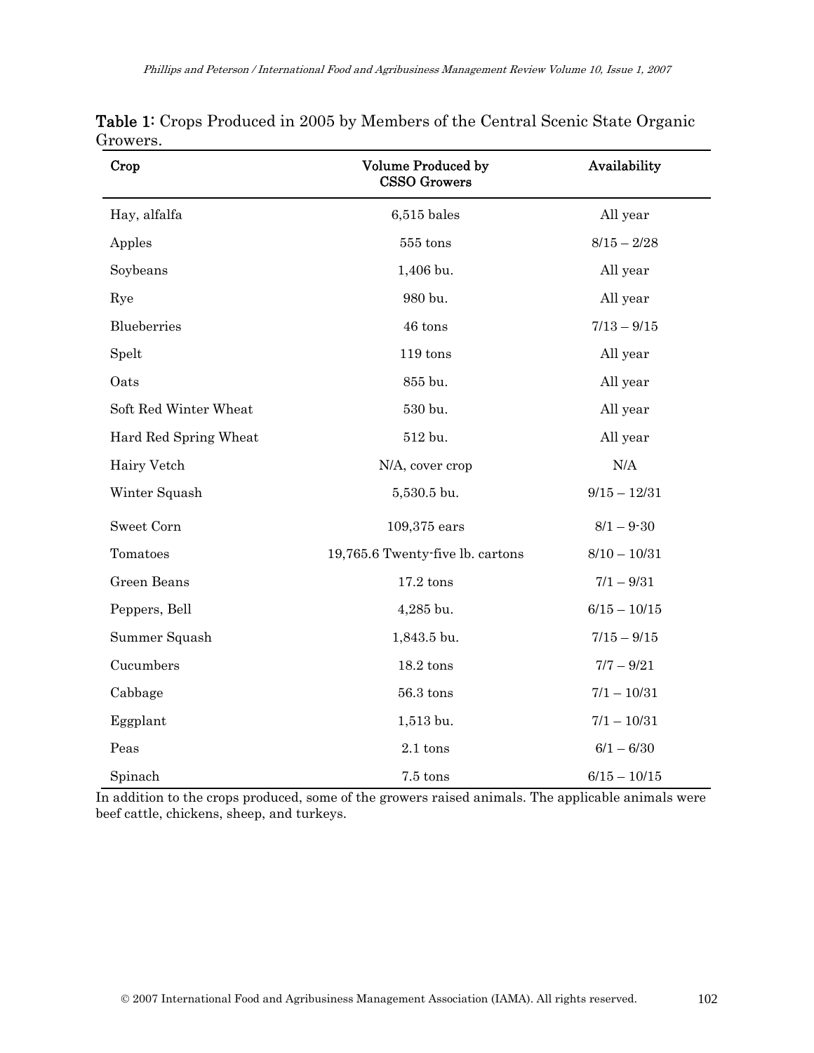**Table 1:** Crops Produced in 2005 by Members of the Central Scenic State Organic Growers.

| Crop | Volume Produced by CSSO Growers | Availability |
|---|---|---|
| Hay, alfalfa | 6,515 bales | All year |
| Apples | 555 tons | 8/15 – 2/28 |
| Soybeans | 1,406 bu. | All year |
| Rye | 980 bu. | All year |
| Blueberries | 46 tons | 7/13 – 9/15 |
| Spelt | 119 tons | All year |
| Oats | 855 bu. | All year |
| Soft Red Winter Wheat | 530 bu. | All year |
| Hard Red Spring Wheat | 512 bu. | All year |
| Hairy Vetch | N/A, cover crop | N/A |
| Winter Squash | 5,530.5 bu. | 9/15 – 12/31 |
| Sweet Corn | 109,375 ears | 8/1 – 9-30 |
| Tomatoes | 19,765.6 Twenty-five lb. cartons | 8/10 – 10/31 |
| Green Beans | 17.2 tons | 7/1 – 9/31 |
| Peppers, Bell | 4,285 bu. | 6/15 – 10/15 |
| Summer Squash | 1,843.5 bu. | 7/15 – 9/15 |
| Cucumbers | 18.2 tons | 7/7 – 9/21 |
| Cabbage | 56.3 tons | 7/1 – 10/31 |
| Eggplant | 1,513 bu. | 7/1 – 10/31 |
| Peas | 2.1 tons | 6/1 – 6/30 |
| Spinach | 7.5 tons | 6/15 – 10/15 |

In addition to the crops produced, some of the growers raised animals. The applicable animals were beef cattle, chickens, sheep, and turkeys.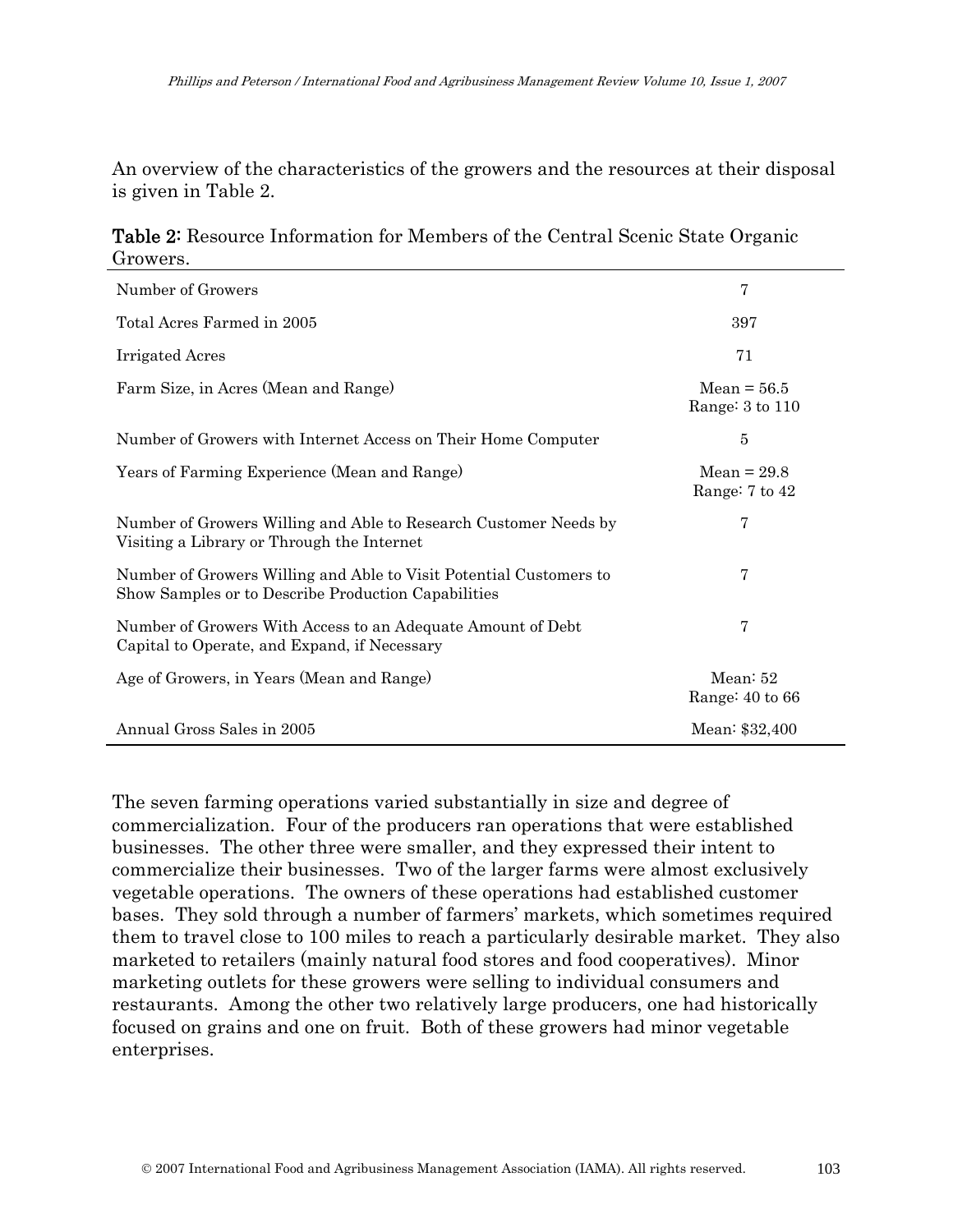An overview of the characteristics of the growers and the resources at their disposal is given in Table 2.

**Table 2:** Resource Information for Members of the Central Scenic State Organic Growers.

| | |
|---|---|
| Number of Growers | 7 |
| Total Acres Farmed in 2005 | 397 |
| Irrigated Acres | 71 |
| Farm Size, in Acres (Mean and Range) | Mean = 56.5<br>Range: 3 to 110 |
| Number of Growers with Internet Access on Their Home Computer | 5 |
| Years of Farming Experience (Mean and Range) | Mean = 29.8<br>Range: 7 to 42 |
| Number of Growers Willing and Able to Research Customer Needs by Visiting a Library or Through the Internet | 7 |
| Number of Growers Willing and Able to Visit Potential Customers to Show Samples or to Describe Production Capabilities | 7 |
| Number of Growers With Access to an Adequate Amount of Debt Capital to Operate, and Expand, if Necessary | 7 |
| Age of Growers, in Years (Mean and Range) | Mean: 52<br>Range: 40 to 66 |
| Annual Gross Sales in 2005 | Mean: $32,400 |

The seven farming operations varied substantially in size and degree of commercialization. Four of the producers ran operations that were established businesses. The other three were smaller, and they expressed their intent to commercialize their businesses. Two of the larger farms were almost exclusively vegetable operations. The owners of these operations had established customer bases. They sold through a number of farmers' markets, which sometimes required them to travel close to 100 miles to reach a particularly desirable market. They also marketed to retailers (mainly natural food stores and food cooperatives). Minor marketing outlets for these growers were selling to individual consumers and restaurants. Among the other two relatively large producers, one had historically focused on grains and one on fruit. Both of these growers had minor vegetable enterprises.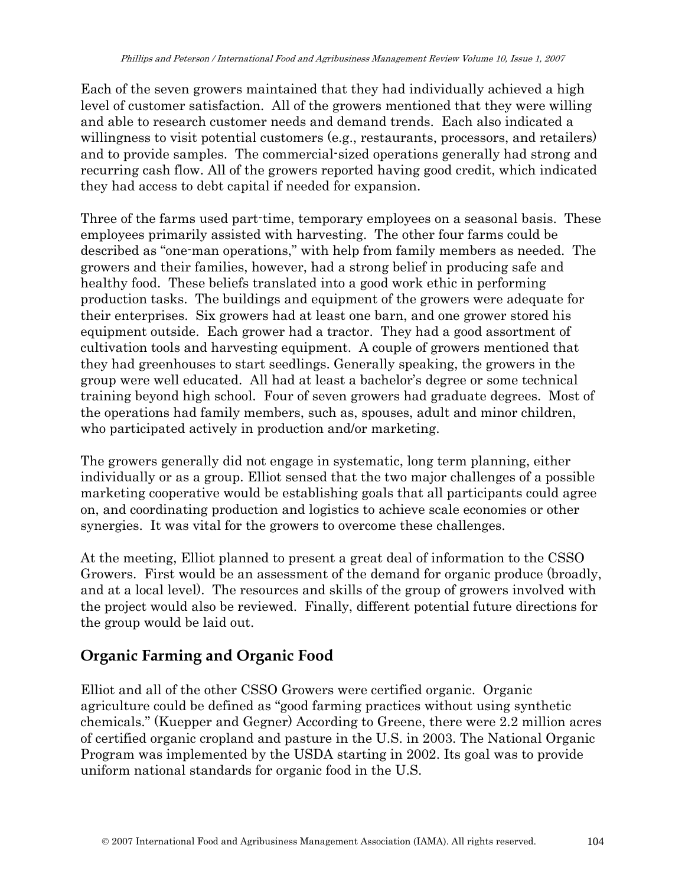Each of the seven growers maintained that they had individually achieved a high level of customer satisfaction. All of the growers mentioned that they were willing and able to research customer needs and demand trends. Each also indicated a willingness to visit potential customers (e.g., restaurants, processors, and retailers) and to provide samples. The commercial-sized operations generally had strong and recurring cash flow. All of the growers reported having good credit, which indicated they had access to debt capital if needed for expansion.

Three of the farms used part-time, temporary employees on a seasonal basis. These employees primarily assisted with harvesting. The other four farms could be described as "one-man operations," with help from family members as needed. The growers and their families, however, had a strong belief in producing safe and healthy food. These beliefs translated into a good work ethic in performing production tasks. The buildings and equipment of the growers were adequate for their enterprises. Six growers had at least one barn, and one grower stored his equipment outside. Each grower had a tractor. They had a good assortment of cultivation tools and harvesting equipment. A couple of growers mentioned that they had greenhouses to start seedlings. Generally speaking, the growers in the group were well educated. All had at least a bachelor's degree or some technical training beyond high school. Four of seven growers had graduate degrees. Most of the operations had family members, such as, spouses, adult and minor children, who participated actively in production and/or marketing.

The growers generally did not engage in systematic, long term planning, either individually or as a group. Elliot sensed that the two major challenges of a possible marketing cooperative would be establishing goals that all participants could agree on, and coordinating production and logistics to achieve scale economies or other synergies. It was vital for the growers to overcome these challenges.

At the meeting, Elliot planned to present a great deal of information to the CSSO Growers. First would be an assessment of the demand for organic produce (broadly, and at a local level). The resources and skills of the group of growers involved with the project would also be reviewed. Finally, different potential future directions for the group would be laid out.

## Organic Farming and Organic Food

Elliot and all of the other CSSO Growers were certified organic. Organic agriculture could be defined as "good farming practices without using synthetic chemicals." (Kuepper and Gegner) According to Greene, there were 2.2 million acres of certified organic cropland and pasture in the U.S. in 2003. The National Organic Program was implemented by the USDA starting in 2002. Its goal was to provide uniform national standards for organic food in the U.S.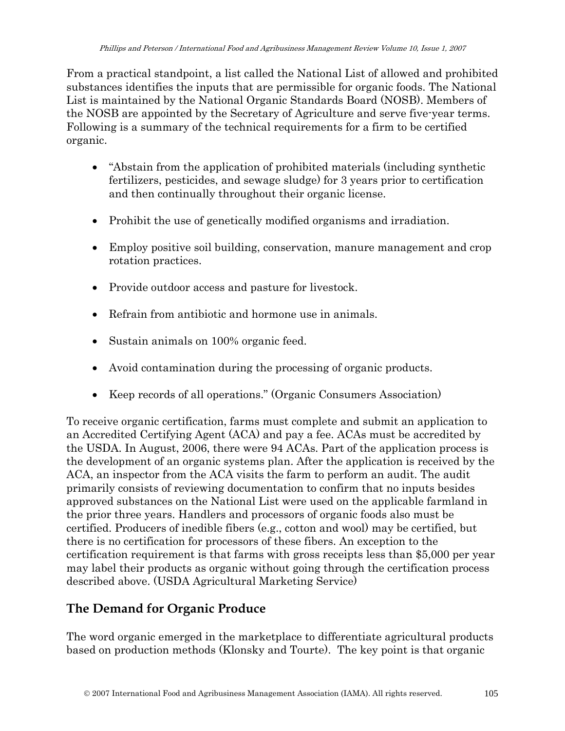From a practical standpoint, a list called the National List of allowed and prohibited substances identifies the inputs that are permissible for organic foods. The National List is maintained by the National Organic Standards Board (NOSB). Members of the NOSB are appointed by the Secretary of Agriculture and serve five-year terms. Following is a summary of the technical requirements for a firm to be certified organic.

- "Abstain from the application of prohibited materials (including synthetic fertilizers, pesticides, and sewage sludge) for 3 years prior to certification and then continually throughout their organic license.
- Prohibit the use of genetically modified organisms and irradiation.
- Employ positive soil building, conservation, manure management and crop rotation practices.
- Provide outdoor access and pasture for livestock.
- Refrain from antibiotic and hormone use in animals.
- Sustain animals on 100% organic feed.
- Avoid contamination during the processing of organic products.
- Keep records of all operations." (Organic Consumers Association)

To receive organic certification, farms must complete and submit an application to an Accredited Certifying Agent (ACA) and pay a fee. ACAs must be accredited by the USDA. In August, 2006, there were 94 ACAs. Part of the application process is the development of an organic systems plan. After the application is received by the ACA, an inspector from the ACA visits the farm to perform an audit. The audit primarily consists of reviewing documentation to confirm that no inputs besides approved substances on the National List were used on the applicable farmland in the prior three years. Handlers and processors of organic foods also must be certified. Producers of inedible fibers (e.g., cotton and wool) may be certified, but there is no certification for processors of these fibers. An exception to the certification requirement is that farms with gross receipts less than $5,000 per year may label their products as organic without going through the certification process described above. (USDA Agricultural Marketing Service)

## The Demand for Organic Produce

The word organic emerged in the marketplace to differentiate agricultural products based on production methods (Klonsky and Tourte). The key point is that organic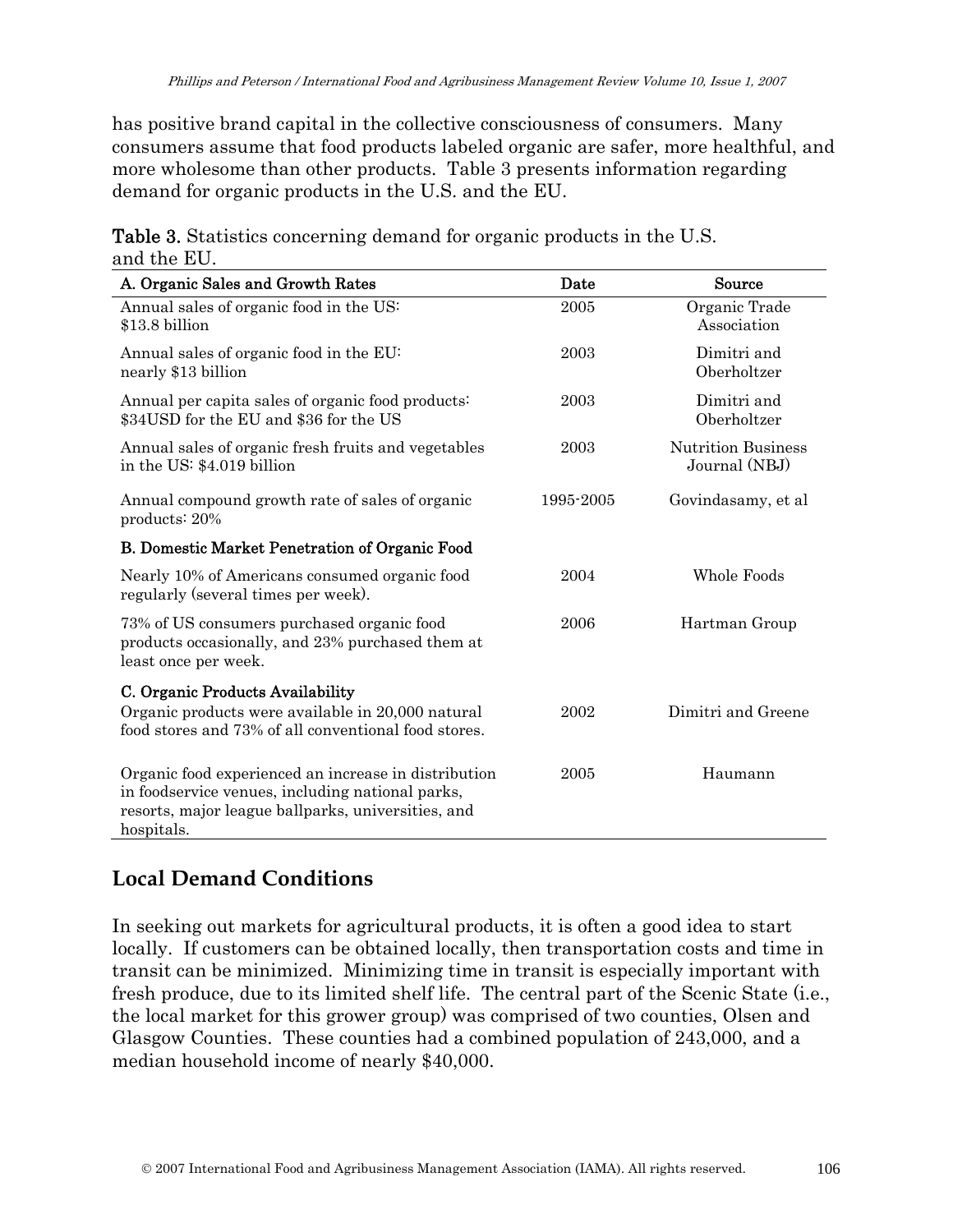has positive brand capital in the collective consciousness of consumers. Many consumers assume that food products labeled organic are safer, more healthful, and more wholesome than other products. Table 3 presents information regarding demand for organic products in the U.S. and the EU.

**Table 3.** Statistics concerning demand for organic products in the U.S. and the EU.

| A. Organic Sales and Growth Rates | Date | Source |
|---|---|---|
| Annual sales of organic food in the US: $13.8 billion | 2005 | Organic Trade Association |
| Annual sales of organic food in the EU: nearly $13 billion | 2003 | Dimitri and Oberholtzer |
| Annual per capita sales of organic food products: $34USD for the EU and $36 for the US | 2003 | Dimitri and Oberholtzer |
| Annual sales of organic fresh fruits and vegetables in the US: $4.019 billion | 2003 | Nutrition Business Journal (NBJ) |
| Annual compound growth rate of sales of organic products: 20% | 1995-2005 | Govindasamy, et al |
| **B. Domestic Market Penetration of Organic Food** | | |
| Nearly 10% of Americans consumed organic food regularly (several times per week). | 2004 | Whole Foods |
| 73% of US consumers purchased organic food products occasionally, and 23% purchased them at least once per week. | 2006 | Hartman Group |
| **C. Organic Products Availability** Organic products were available in 20,000 natural food stores and 73% of all conventional food stores. | 2002 | Dimitri and Greene |
| Organic food experienced an increase in distribution in foodservice venues, including national parks, resorts, major league ballparks, universities, and hospitals. | 2005 | Haumann |

## Local Demand Conditions

In seeking out markets for agricultural products, it is often a good idea to start locally. If customers can be obtained locally, then transportation costs and time in transit can be minimized. Minimizing time in transit is especially important with fresh produce, due to its limited shelf life. The central part of the Scenic State (i.e., the local market for this grower group) was comprised of two counties, Olsen and Glasgow Counties. These counties had a combined population of 243,000, and a median household income of nearly $40,000.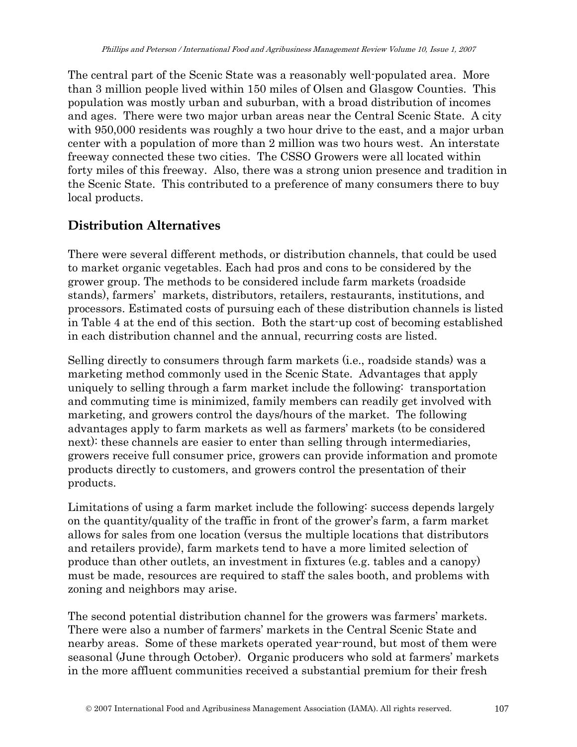The central part of the Scenic State was a reasonably well-populated area. More than 3 million people lived within 150 miles of Olsen and Glasgow Counties. This population was mostly urban and suburban, with a broad distribution of incomes and ages. There were two major urban areas near the Central Scenic State. A city with 950,000 residents was roughly a two hour drive to the east, and a major urban center with a population of more than 2 million was two hours west. An interstate freeway connected these two cities. The CSSO Growers were all located within forty miles of this freeway. Also, there was a strong union presence and tradition in the Scenic State. This contributed to a preference of many consumers there to buy local products.

## Distribution Alternatives

There were several different methods, or distribution channels, that could be used to market organic vegetables. Each had pros and cons to be considered by the grower group. The methods to be considered include farm markets (roadside stands), farmers' markets, distributors, retailers, restaurants, institutions, and processors. Estimated costs of pursuing each of these distribution channels is listed in Table 4 at the end of this section. Both the start-up cost of becoming established in each distribution channel and the annual, recurring costs are listed.

Selling directly to consumers through farm markets (i.e., roadside stands) was a marketing method commonly used in the Scenic State. Advantages that apply uniquely to selling through a farm market include the following: transportation and commuting time is minimized, family members can readily get involved with marketing, and growers control the days/hours of the market. The following advantages apply to farm markets as well as farmers' markets (to be considered next): these channels are easier to enter than selling through intermediaries, growers receive full consumer price, growers can provide information and promote products directly to customers, and growers control the presentation of their products.

Limitations of using a farm market include the following: success depends largely on the quantity/quality of the traffic in front of the grower's farm, a farm market allows for sales from one location (versus the multiple locations that distributors and retailers provide), farm markets tend to have a more limited selection of produce than other outlets, an investment in fixtures (e.g. tables and a canopy) must be made, resources are required to staff the sales booth, and problems with zoning and neighbors may arise.

The second potential distribution channel for the growers was farmers' markets. There were also a number of farmers' markets in the Central Scenic State and nearby areas. Some of these markets operated year-round, but most of them were seasonal (June through October). Organic producers who sold at farmers' markets in the more affluent communities received a substantial premium for their fresh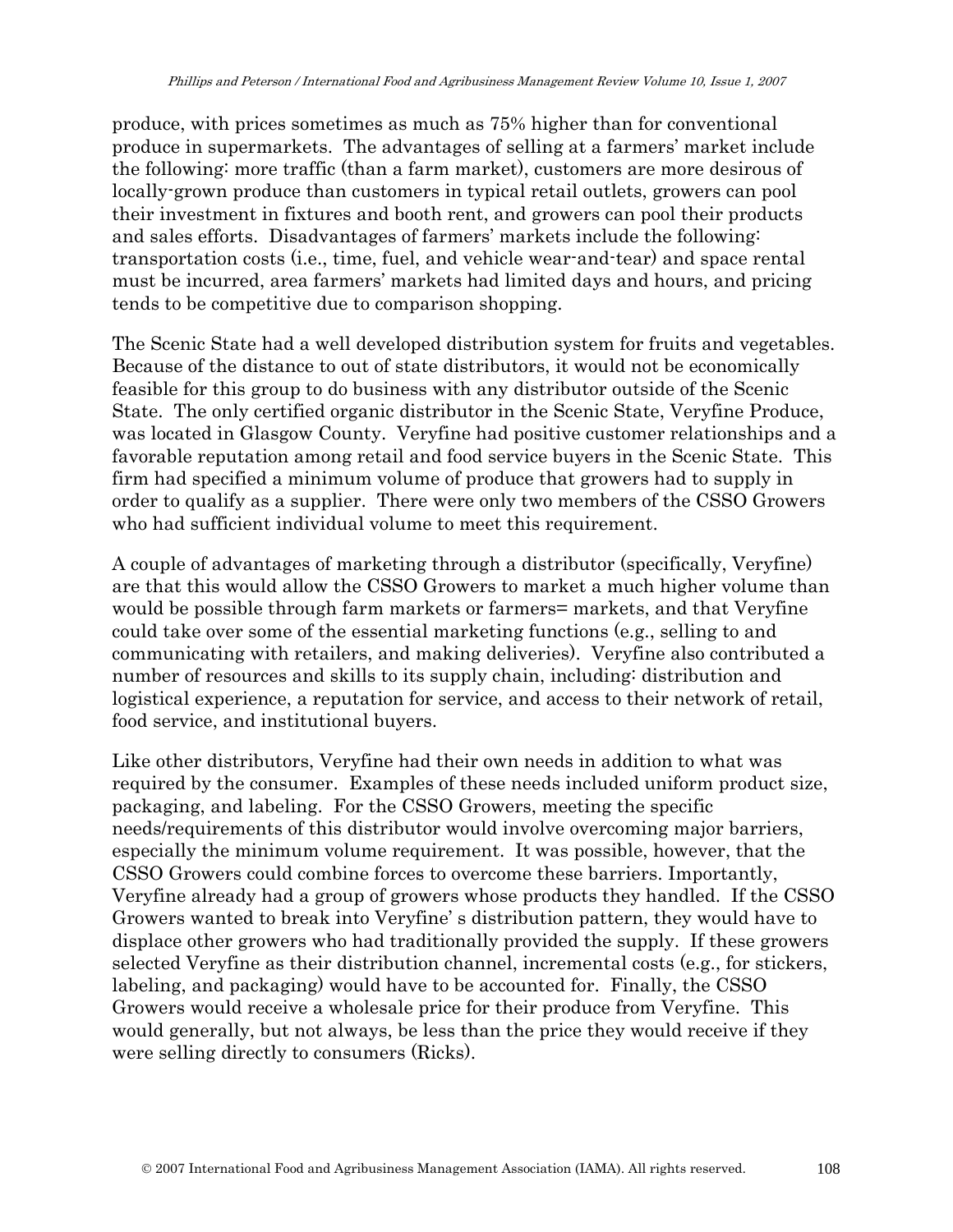produce, with prices sometimes as much as 75% higher than for conventional produce in supermarkets. The advantages of selling at a farmers' market include the following: more traffic (than a farm market), customers are more desirous of locally-grown produce than customers in typical retail outlets, growers can pool their investment in fixtures and booth rent, and growers can pool their products and sales efforts. Disadvantages of farmers' markets include the following: transportation costs (i.e., time, fuel, and vehicle wear-and-tear) and space rental must be incurred, area farmers' markets had limited days and hours, and pricing tends to be competitive due to comparison shopping.

The Scenic State had a well developed distribution system for fruits and vegetables. Because of the distance to out of state distributors, it would not be economically feasible for this group to do business with any distributor outside of the Scenic State. The only certified organic distributor in the Scenic State, Veryfine Produce, was located in Glasgow County. Veryfine had positive customer relationships and a favorable reputation among retail and food service buyers in the Scenic State. This firm had specified a minimum volume of produce that growers had to supply in order to qualify as a supplier. There were only two members of the CSSO Growers who had sufficient individual volume to meet this requirement.

A couple of advantages of marketing through a distributor (specifically, Veryfine) are that this would allow the CSSO Growers to market a much higher volume than would be possible through farm markets or farmers= markets, and that Veryfine could take over some of the essential marketing functions (e.g., selling to and communicating with retailers, and making deliveries). Veryfine also contributed a number of resources and skills to its supply chain, including: distribution and logistical experience, a reputation for service, and access to their network of retail, food service, and institutional buyers.

Like other distributors, Veryfine had their own needs in addition to what was required by the consumer. Examples of these needs included uniform product size, packaging, and labeling. For the CSSO Growers, meeting the specific needs/requirements of this distributor would involve overcoming major barriers, especially the minimum volume requirement. It was possible, however, that the CSSO Growers could combine forces to overcome these barriers. Importantly, Veryfine already had a group of growers whose products they handled. If the CSSO Growers wanted to break into Veryfine' s distribution pattern, they would have to displace other growers who had traditionally provided the supply. If these growers selected Veryfine as their distribution channel, incremental costs (e.g., for stickers, labeling, and packaging) would have to be accounted for. Finally, the CSSO Growers would receive a wholesale price for their produce from Veryfine. This would generally, but not always, be less than the price they would receive if they were selling directly to consumers (Ricks).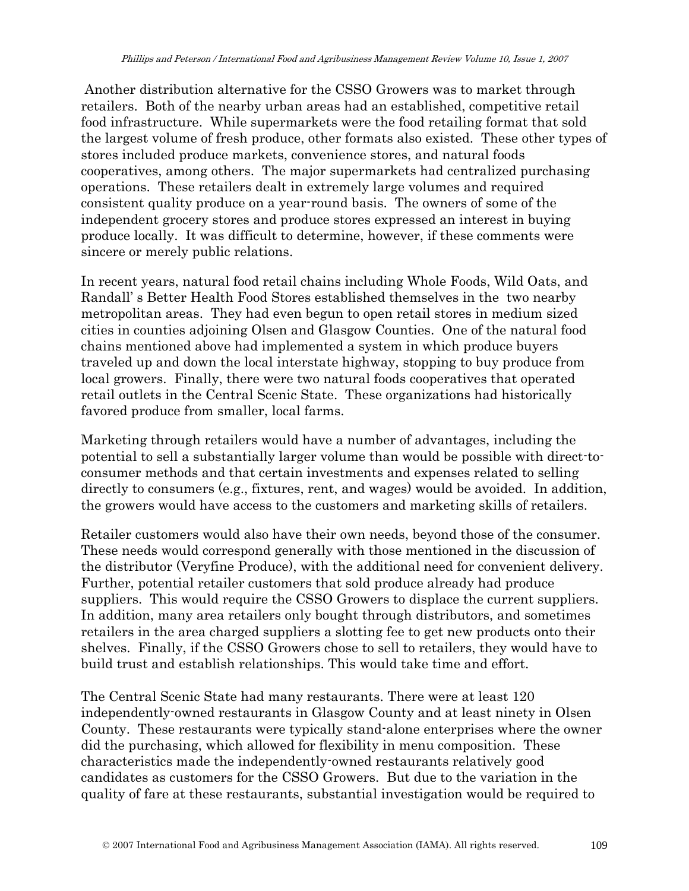Another distribution alternative for the CSSO Growers was to market through retailers. Both of the nearby urban areas had an established, competitive retail food infrastructure. While supermarkets were the food retailing format that sold the largest volume of fresh produce, other formats also existed. These other types of stores included produce markets, convenience stores, and natural foods cooperatives, among others. The major supermarkets had centralized purchasing operations. These retailers dealt in extremely large volumes and required consistent quality produce on a year-round basis. The owners of some of the independent grocery stores and produce stores expressed an interest in buying produce locally. It was difficult to determine, however, if these comments were sincere or merely public relations.

In recent years, natural food retail chains including Whole Foods, Wild Oats, and Randall' s Better Health Food Stores established themselves in the two nearby metropolitan areas. They had even begun to open retail stores in medium sized cities in counties adjoining Olsen and Glasgow Counties. One of the natural food chains mentioned above had implemented a system in which produce buyers traveled up and down the local interstate highway, stopping to buy produce from local growers. Finally, there were two natural foods cooperatives that operated retail outlets in the Central Scenic State. These organizations had historically favored produce from smaller, local farms.

Marketing through retailers would have a number of advantages, including the potential to sell a substantially larger volume than would be possible with direct-to-consumer methods and that certain investments and expenses related to selling directly to consumers (e.g., fixtures, rent, and wages) would be avoided. In addition, the growers would have access to the customers and marketing skills of retailers.

Retailer customers would also have their own needs, beyond those of the consumer. These needs would correspond generally with those mentioned in the discussion of the distributor (Veryfine Produce), with the additional need for convenient delivery. Further, potential retailer customers that sold produce already had produce suppliers. This would require the CSSO Growers to displace the current suppliers. In addition, many area retailers only bought through distributors, and sometimes retailers in the area charged suppliers a slotting fee to get new products onto their shelves. Finally, if the CSSO Growers chose to sell to retailers, they would have to build trust and establish relationships. This would take time and effort.

The Central Scenic State had many restaurants. There were at least 120 independently-owned restaurants in Glasgow County and at least ninety in Olsen County. These restaurants were typically stand-alone enterprises where the owner did the purchasing, which allowed for flexibility in menu composition. These characteristics made the independently-owned restaurants relatively good candidates as customers for the CSSO Growers. But due to the variation in the quality of fare at these restaurants, substantial investigation would be required to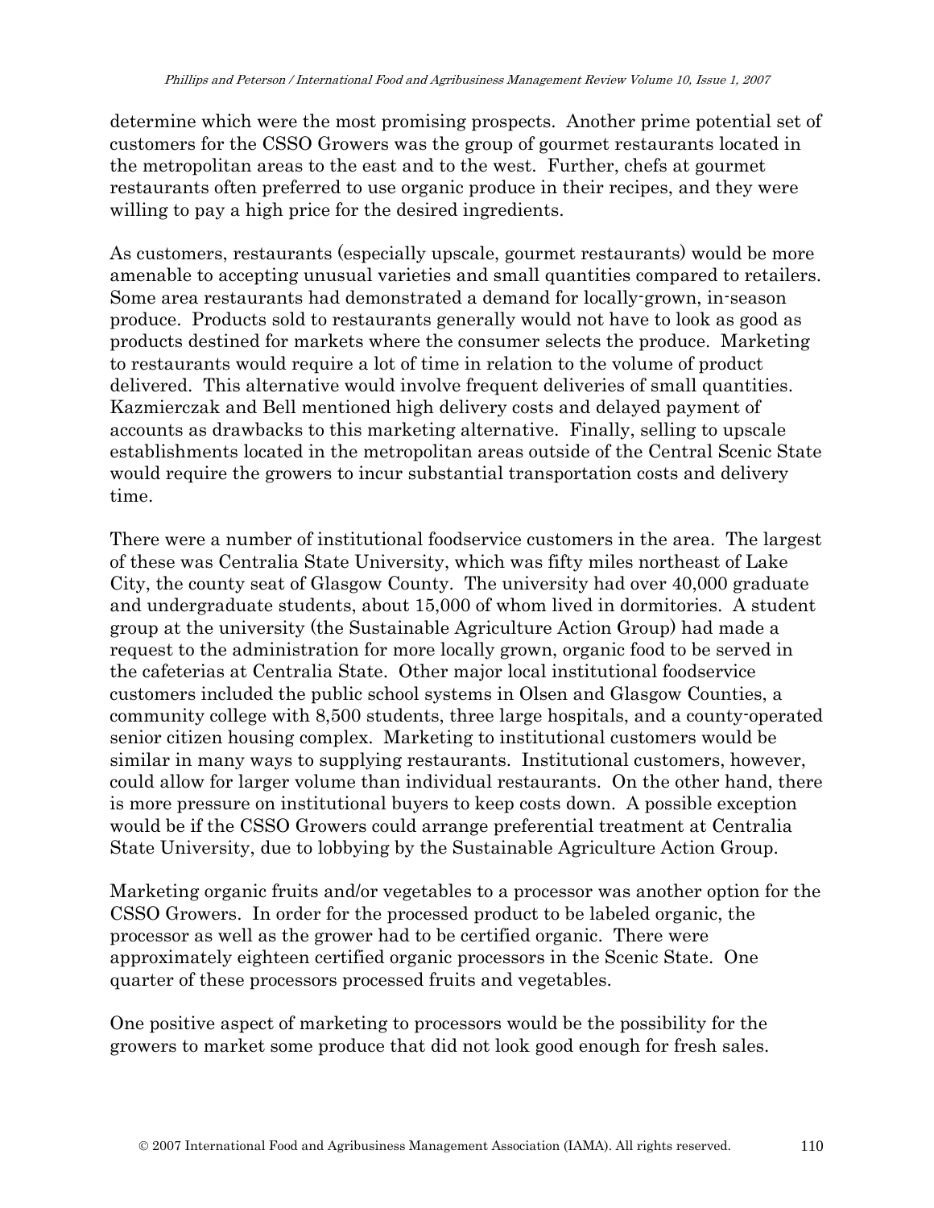determine which were the most promising prospects. Another prime potential set of customers for the CSSO Growers was the group of gourmet restaurants located in the metropolitan areas to the east and to the west. Further, chefs at gourmet restaurants often preferred to use organic produce in their recipes, and they were willing to pay a high price for the desired ingredients.

As customers, restaurants (especially upscale, gourmet restaurants) would be more amenable to accepting unusual varieties and small quantities compared to retailers. Some area restaurants had demonstrated a demand for locally-grown, in-season produce. Products sold to restaurants generally would not have to look as good as products destined for markets where the consumer selects the produce. Marketing to restaurants would require a lot of time in relation to the volume of product delivered. This alternative would involve frequent deliveries of small quantities. Kazmierczak and Bell mentioned high delivery costs and delayed payment of accounts as drawbacks to this marketing alternative. Finally, selling to upscale establishments located in the metropolitan areas outside of the Central Scenic State would require the growers to incur substantial transportation costs and delivery time.

There were a number of institutional foodservice customers in the area. The largest of these was Centralia State University, which was fifty miles northeast of Lake City, the county seat of Glasgow County. The university had over 40,000 graduate and undergraduate students, about 15,000 of whom lived in dormitories. A student group at the university (the Sustainable Agriculture Action Group) had made a request to the administration for more locally grown, organic food to be served in the cafeterias at Centralia State. Other major local institutional foodservice customers included the public school systems in Olsen and Glasgow Counties, a community college with 8,500 students, three large hospitals, and a county-operated senior citizen housing complex. Marketing to institutional customers would be similar in many ways to supplying restaurants. Institutional customers, however, could allow for larger volume than individual restaurants. On the other hand, there is more pressure on institutional buyers to keep costs down. A possible exception would be if the CSSO Growers could arrange preferential treatment at Centralia State University, due to lobbying by the Sustainable Agriculture Action Group.

Marketing organic fruits and/or vegetables to a processor was another option for the CSSO Growers. In order for the processed product to be labeled organic, the processor as well as the grower had to be certified organic. There were approximately eighteen certified organic processors in the Scenic State. One quarter of these processors processed fruits and vegetables.

One positive aspect of marketing to processors would be the possibility for the growers to market some produce that did not look good enough for fresh sales.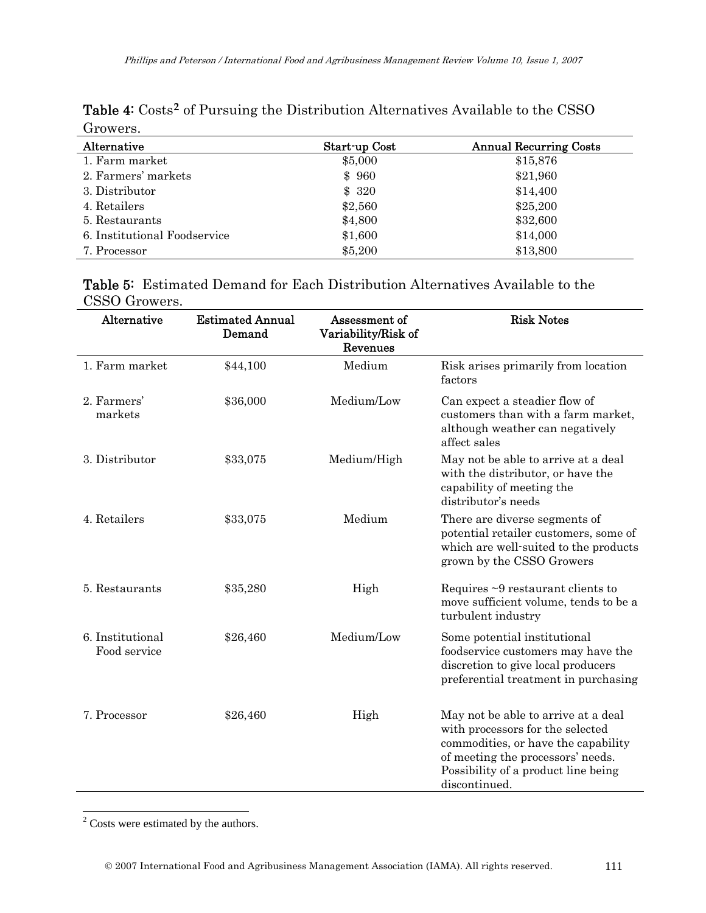**Table 4**: Costs[2] of Pursuing the Distribution Alternatives Available to the CSSO Growers.

| Alternative | Start-up Cost | Annual Recurring Costs |
|---|---|---|
| 1. Farm market | $5,000 | $15,876 |
| 2. Farmers' markets | $ 960 | $21,960 |
| 3. Distributor | $ 320 | $14,400 |
| 4. Retailers | $2,560 | $25,200 |
| 5. Restaurants | $4,800 | $32,600 |
| 6. Institutional Foodservice | $1,600 | $14,000 |
| 7. Processor | $5,200 | $13,800 |

**Table 5**: Estimated Demand for Each Distribution Alternatives Available to the CSSO Growers.

| Alternative | Estimated Annual Demand | Assessment of Variability/Risk of Revenues | Risk Notes |
|---|---|---|---|
| 1. Farm market | $44,100 | Medium | Risk arises primarily from location factors |
| 2. Farmers' markets | $36,000 | Medium/Low | Can expect a steadier flow of customers than with a farm market, although weather can negatively affect sales |
| 3. Distributor | $33,075 | Medium/High | May not be able to arrive at a deal with the distributor, or have the capability of meeting the distributor's needs |
| 4. Retailers | $33,075 | Medium | There are diverse segments of potential retailer customers, some of which are well-suited to the products grown by the CSSO Growers |
| 5. Restaurants | $35,280 | High | Requires ~9 restaurant clients to move sufficient volume, tends to be a turbulent industry |
| 6. Institutional Food service | $26,460 | Medium/Low | Some potential institutional foodservice customers may have the discretion to give local producers preferential treatment in purchasing |
| 7. Processor | $26,460 | High | May not be able to arrive at a deal with processors for the selected commodities, or have the capability of meeting the processors' needs. Possibility of a product line being discontinued. |

[2] Costs were estimated by the authors.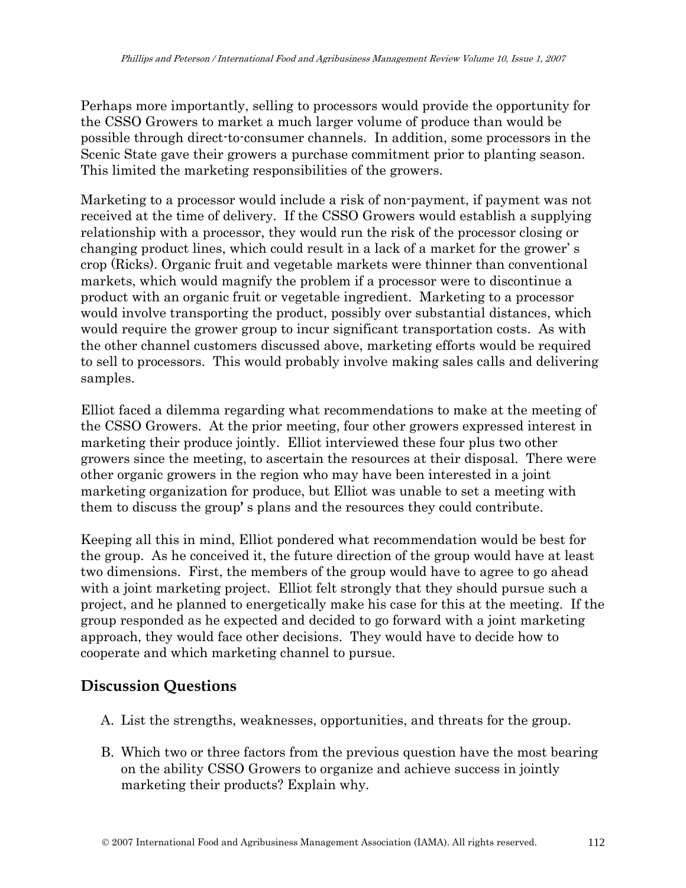Perhaps more importantly, selling to processors would provide the opportunity for the CSSO Growers to market a much larger volume of produce than would be possible through direct-to-consumer channels. In addition, some processors in the Scenic State gave their growers a purchase commitment prior to planting season. This limited the marketing responsibilities of the growers.

Marketing to a processor would include a risk of non-payment, if payment was not received at the time of delivery. If the CSSO Growers would establish a supplying relationship with a processor, they would run the risk of the processor closing or changing product lines, which could result in a lack of a market for the grower' s crop (Ricks). Organic fruit and vegetable markets were thinner than conventional markets, which would magnify the problem if a processor were to discontinue a product with an organic fruit or vegetable ingredient. Marketing to a processor would involve transporting the product, possibly over substantial distances, which would require the grower group to incur significant transportation costs. As with the other channel customers discussed above, marketing efforts would be required to sell to processors. This would probably involve making sales calls and delivering samples.

Elliot faced a dilemma regarding what recommendations to make at the meeting of the CSSO Growers. At the prior meeting, four other growers expressed interest in marketing their produce jointly. Elliot interviewed these four plus two other growers since the meeting, to ascertain the resources at their disposal. There were other organic growers in the region who may have been interested in a joint marketing organization for produce, but Elliot was unable to set a meeting with them to discuss the group' s plans and the resources they could contribute.

Keeping all this in mind, Elliot pondered what recommendation would be best for the group. As he conceived it, the future direction of the group would have at least two dimensions. First, the members of the group would have to agree to go ahead with a joint marketing project. Elliot felt strongly that they should pursue such a project, and he planned to energetically make his case for this at the meeting. If the group responded as he expected and decided to go forward with a joint marketing approach, they would face other decisions. They would have to decide how to cooperate and which marketing channel to pursue.

## Discussion Questions

A. List the strengths, weaknesses, opportunities, and threats for the group.

B. Which two or three factors from the previous question have the most bearing on the ability CSSO Growers to organize and achieve success in jointly marketing their products? Explain why.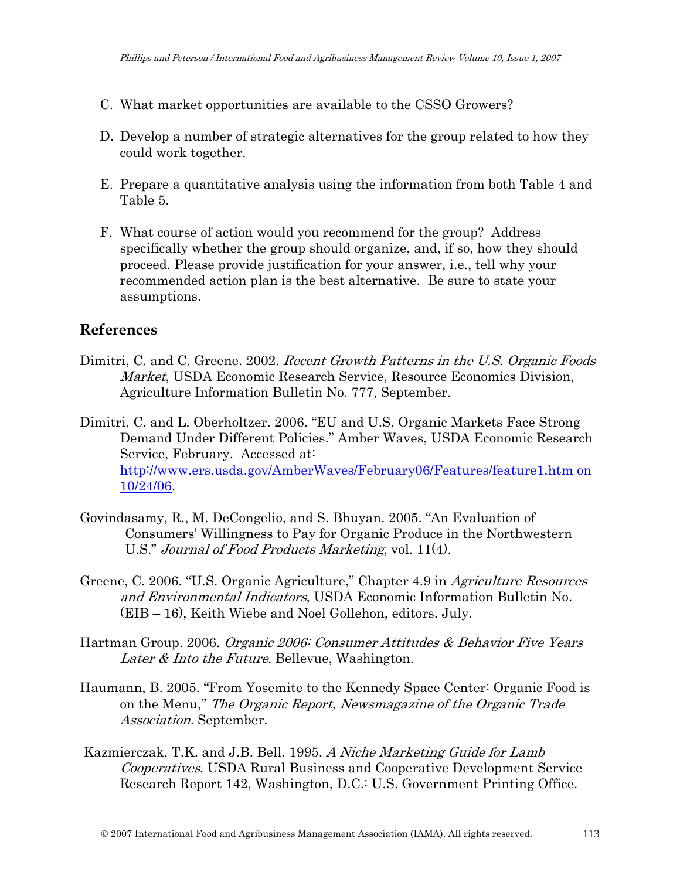C. What market opportunities are available to the CSSO Growers?

D. Develop a number of strategic alternatives for the group related to how they could work together.

E. Prepare a quantitative analysis using the information from both Table 4 and Table 5.

F. What course of action would you recommend for the group? Address specifically whether the group should organize, and, if so, how they should proceed. Please provide justification for your answer, i.e., tell why your recommended action plan is the best alternative. Be sure to state your assumptions.

## References

Dimitri, C. and C. Greene. 2002. *Recent Growth Patterns in the U.S. Organic Foods Market*, USDA Economic Research Service, Resource Economics Division, Agriculture Information Bulletin No. 777, September.

Dimitri, C. and L. Oberholtzer. 2006. "EU and U.S. Organic Markets Face Strong Demand Under Different Policies." Amber Waves, USDA Economic Research Service, February. Accessed at: http://www.ers.usda.gov/AmberWaves/February06/Features/feature1.htm on 10/24/06.

Govindasamy, R., M. DeCongelio, and S. Bhuyan. 2005. "An Evaluation of Consumers' Willingness to Pay for Organic Produce in the Northwestern U.S." *Journal of Food Products Marketing*, vol. 11(4).

Greene, C. 2006. "U.S. Organic Agriculture," Chapter 4.9 in *Agriculture Resources and Environmental Indicators*, USDA Economic Information Bulletin No. (EIB – 16), Keith Wiebe and Noel Gollehon, editors. July.

Hartman Group. 2006. *Organic 2006: Consumer Attitudes & Behavior Five Years Later & Into the Future*. Bellevue, Washington.

Haumann, B. 2005. "From Yosemite to the Kennedy Space Center: Organic Food is on the Menu," *The Organic Report, Newsmagazine of the Organic Trade Association.* September.

Kazmierczak, T.K. and J.B. Bell. 1995. *A Niche Marketing Guide for Lamb Cooperatives*. USDA Rural Business and Cooperative Development Service Research Report 142, Washington, D.C.: U.S. Government Printing Office.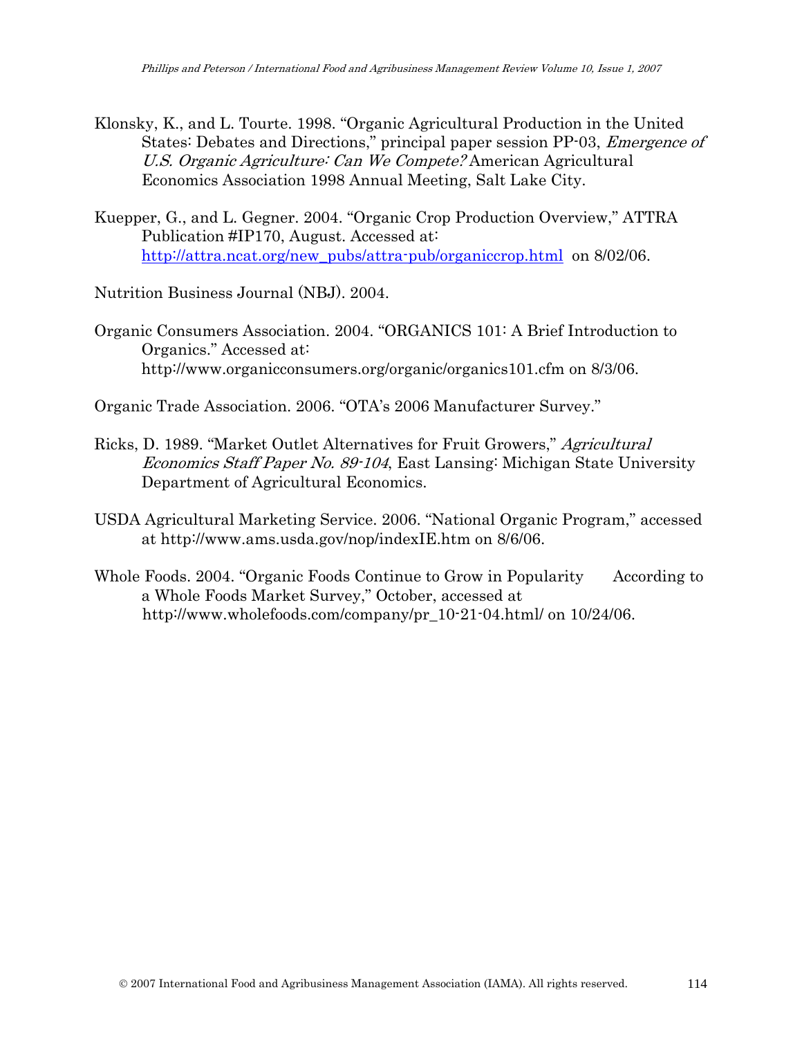Klonsky, K., and L. Tourte. 1998. "Organic Agricultural Production in the United States: Debates and Directions," principal paper session PP-03, *Emergence of U.S. Organic Agriculture: Can We Compete?* American Agricultural Economics Association 1998 Annual Meeting, Salt Lake City.

Kuepper, G., and L. Gegner. 2004. "Organic Crop Production Overview," ATTRA Publication #IP170, August. Accessed at: http://attra.ncat.org/new_pubs/attra-pub/organiccrop.html on 8/02/06.

Nutrition Business Journal (NBJ). 2004.

Organic Consumers Association. 2004. "ORGANICS 101: A Brief Introduction to Organics." Accessed at: http://www.organicconsumers.org/organic/organics101.cfm on 8/3/06.

Organic Trade Association. 2006. "OTA's 2006 Manufacturer Survey."

Ricks, D. 1989. "Market Outlet Alternatives for Fruit Growers," *Agricultural Economics Staff Paper No. 89-104*, East Lansing: Michigan State University Department of Agricultural Economics.

USDA Agricultural Marketing Service. 2006. "National Organic Program," accessed at http://www.ams.usda.gov/nop/indexIE.htm on 8/6/06.

Whole Foods. 2004. "Organic Foods Continue to Grow in Popularity According to a Whole Foods Market Survey," October, accessed at http://www.wholefoods.com/company/pr_10-21-04.html/ on 10/24/06.